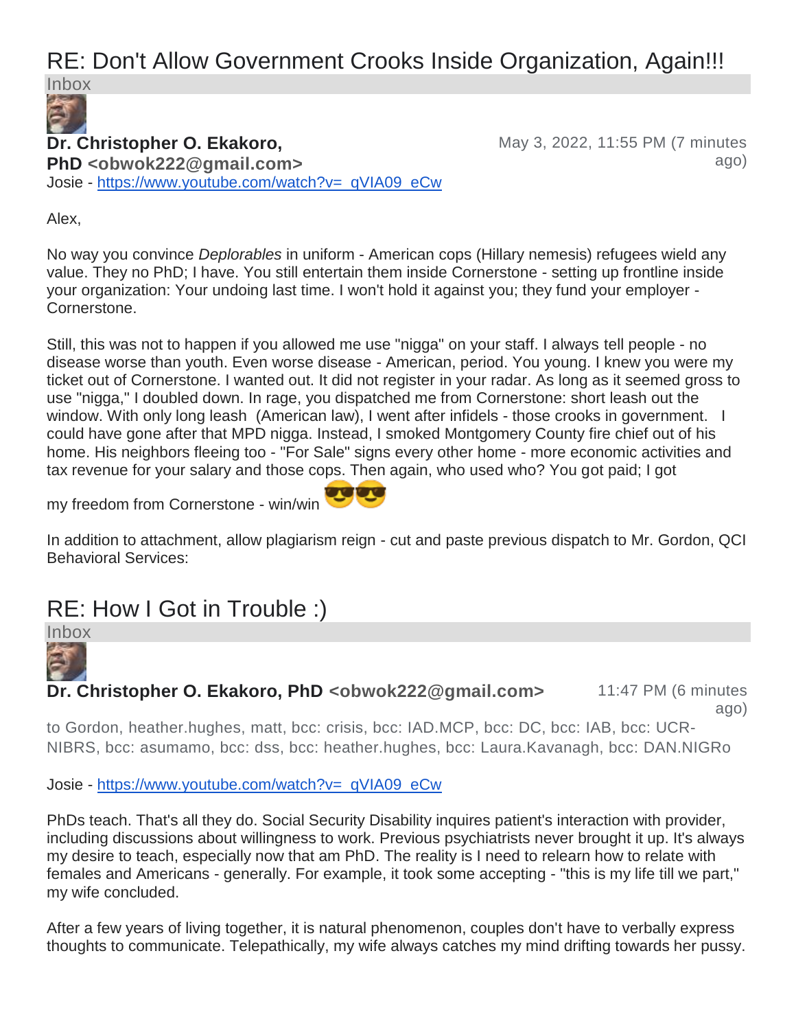# RE: Don't Allow Government Crooks Inside Organization, Again!!!

Inbox

**Dr. Christopher O. Ekakoro, PhD <obwok222@gmail.com>**

May 3, 2022, 11:55 PM (7 minutes ago)

Josie - https://www.youtube.com/watch?v=_qVIA09_eCw

Alex,

No way you convince *Deplorables* in uniform - American cops (Hillary nemesis) refugees wield any value. They no PhD; I have. You still entertain them inside Cornerstone - setting up frontline inside your organization: Your undoing last time. I won't hold it against you; they fund your employer - Cornerstone.

Still, this was not to happen if you allowed me use "nigga" on your staff. I always tell people - no disease worse than youth. Even worse disease - American, period. You young. I knew you were my ticket out of Cornerstone. I wanted out. It did not register in your radar. As long as it seemed gross to use "nigga," I doubled down. In rage, you dispatched me from Cornerstone: short leash out the window. With only long leash (American law), I went after infidels - those crooks in government. I could have gone after that MPD nigga. Instead, I smoked Montgomery County fire chief out of his home. His neighbors fleeing too - "For Sale" signs every other home - more economic activities and tax revenue for your salary and those cops. Then again, who used who? You got paid; I got my freedom from Cornerstone - win/win 😎😎

In addition to attachment, allow plagiarism reign - cut and paste previous dispatch to Mr. Gordon, QCI Behavioral Services:

# RE: How I Got in Trouble :)

Inbox

**Dr. Christopher O. Ekakoro, PhD <obwok222@gmail.com>**

11:47 PM (6 minutes ago)

to Gordon, heather.hughes, matt, bcc: crisis, bcc: IAD.MCP, bcc: DC, bcc: IAB, bcc: UCR-NIBRS, bcc: asumamo, bcc: dss, bcc: heather.hughes, bcc: Laura.Kavanagh, bcc: DAN.NIGRo

Josie - https://www.youtube.com/watch?v=_qVIA09_eCw

PhDs teach. That's all they do. Social Security Disability inquires patient's interaction with provider, including discussions about willingness to work. Previous psychiatrists never brought it up. It's always my desire to teach, especially now that am PhD. The reality is I need to relearn how to relate with females and Americans - generally. For example, it took some accepting - "this is my life till we part," my wife concluded.

After a few years of living together, it is natural phenomenon, couples don't have to verbally express thoughts to communicate. Telepathically, my wife always catches my mind drifting towards her pussy.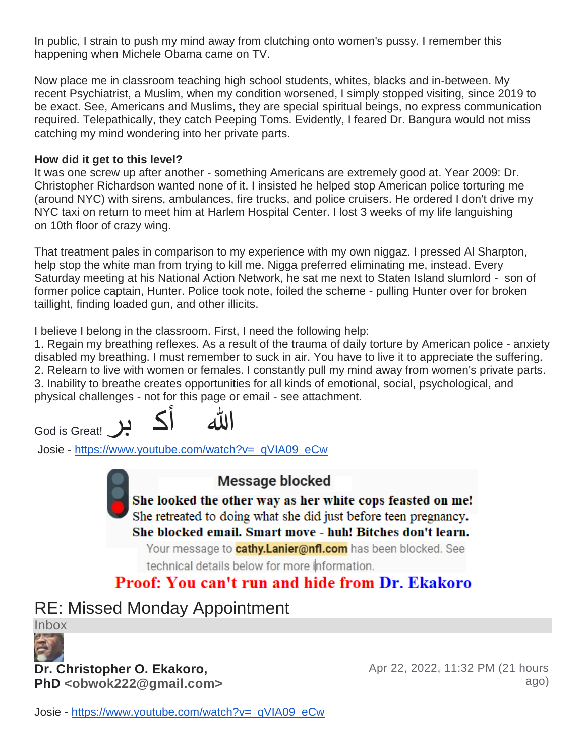In public, I strain to push my mind away from clutching onto women's pussy. I remember this happening when Michele Obama came on TV.

Now place me in classroom teaching high school students, whites, blacks and in-between. My recent Psychiatrist, a Muslim, when my condition worsened, I simply stopped visiting, since 2019 to be exact. See, Americans and Muslims, they are special spiritual beings, no express communication required. Telepathically, they catch Peeping Toms. Evidently, I feared Dr. Bangura would not miss catching my mind wondering into her private parts.

**How did it get to this level?**
It was one screw up after another - something Americans are extremely good at. Year 2009: Dr. Christopher Richardson wanted none of it. I insisted he helped stop American police torturing me (around NYC) with sirens, ambulances, fire trucks, and police cruisers. He ordered I don't drive my NYC taxi on return to meet him at Harlem Hospital Center. I lost 3 weeks of my life languishing on 10th floor of crazy wing.

That treatment pales in comparison to my experience with my own niggaz. I pressed Al Sharpton, help stop the white man from trying to kill me. Nigga preferred eliminating me, instead. Every Saturday meeting at his National Action Network, he sat me next to Staten Island slumlord - son of former police captain, Hunter. Police took note, foiled the scheme - pulling Hunter over for broken taillight, finding loaded gun, and other illicits.

I believe I belong in the classroom. First, I need the following help:
1. Regain my breathing reflexes. As a result of the trauma of daily torture by American police - anxiety disabled my breathing. I must remember to suck in air. You have to live it to appreciate the suffering.
2. Relearn to live with women or females. I constantly pull my mind away from women's private parts.
3. Inability to breathe creates opportunities for all kinds of emotional, social, psychological, and physical challenges - not for this page or email - see attachment.

God is Great! الله أكبر

Josie - https://www.youtube.com/watch?v=_qVIA09_eCw

**Message blocked**

**She looked the other way as her white cops feasted on me!**
She retreated to doing what she did just before teen pregnancy.
**She blocked email. Smart move - huh! Bitches don't learn.**
Your message to **cathy.Lanier@nfl.com** has been blocked. See technical details below for more information.

**Proof: You can't run and hide from Dr. Ekakoro**

## RE: Missed Monday Appointment

Inbox

**Dr. Christopher O. Ekakoro, PhD <obwok222@gmail.com>**

Apr 22, 2022, 11:32 PM (21 hours ago)

Josie - https://www.youtube.com/watch?v=_qVIA09_eCw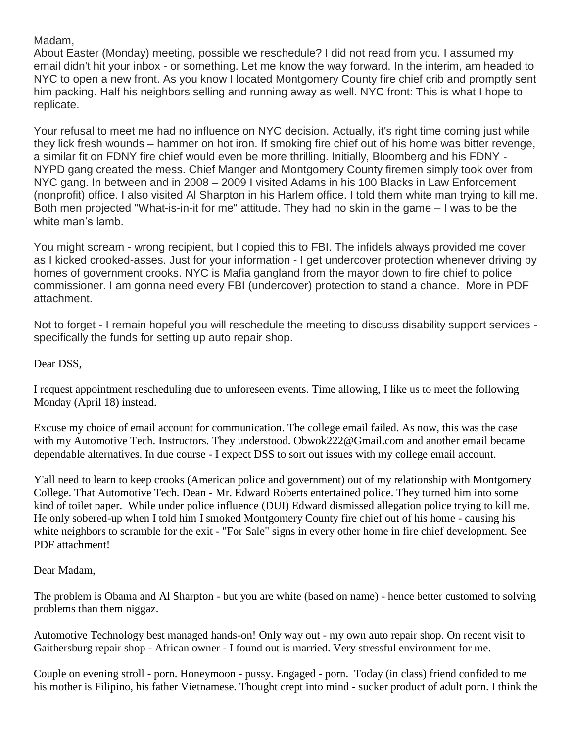Madam,

About Easter (Monday) meeting, possible we reschedule? I did not read from you. I assumed my email didn't hit your inbox - or something. Let me know the way forward. In the interim, am headed to NYC to open a new front. As you know I located Montgomery County fire chief crib and promptly sent him packing. Half his neighbors selling and running away as well. NYC front: This is what I hope to replicate.

Your refusal to meet me had no influence on NYC decision. Actually, it's right time coming just while they lick fresh wounds – hammer on hot iron. If smoking fire chief out of his home was bitter revenge, a similar fit on FDNY fire chief would even be more thrilling. Initially, Bloomberg and his FDNY - NYPD gang created the mess. Chief Manger and Montgomery County firemen simply took over from NYC gang. In between and in 2008 – 2009 I visited Adams in his 100 Blacks in Law Enforcement (nonprofit) office. I also visited Al Sharpton in his Harlem office. I told them white man trying to kill me. Both men projected "What-is-in-it for me" attitude. They had no skin in the game – I was to be the white man's lamb.

You might scream - wrong recipient, but I copied this to FBI. The infidels always provided me cover as I kicked crooked-asses. Just for your information - I get undercover protection whenever driving by homes of government crooks. NYC is Mafia gangland from the mayor down to fire chief to police commissioner. I am gonna need every FBI (undercover) protection to stand a chance. More in PDF attachment.

Not to forget - I remain hopeful you will reschedule the meeting to discuss disability support services - specifically the funds for setting up auto repair shop.

Dear DSS,

I request appointment rescheduling due to unforeseen events. Time allowing, I like us to meet the following Monday (April 18) instead.

Excuse my choice of email account for communication. The college email failed. As now, this was the case with my Automotive Tech. Instructors. They understood. Obwok222@Gmail.com and another email became dependable alternatives. In due course - I expect DSS to sort out issues with my college email account.

Y'all need to learn to keep crooks (American police and government) out of my relationship with Montgomery College. That Automotive Tech. Dean - Mr. Edward Roberts entertained police. They turned him into some kind of toilet paper. While under police influence (DUI) Edward dismissed allegation police trying to kill me. He only sobered-up when I told him I smoked Montgomery County fire chief out of his home - causing his white neighbors to scramble for the exit - "For Sale" signs in every other home in fire chief development. See PDF attachment!

Dear Madam,

The problem is Obama and Al Sharpton - but you are white (based on name) - hence better customed to solving problems than them niggaz.

Automotive Technology best managed hands-on! Only way out - my own auto repair shop. On recent visit to Gaithersburg repair shop - African owner - I found out is married. Very stressful environment for me.

Couple on evening stroll - porn. Honeymoon - pussy. Engaged - porn. Today (in class) friend confided to me his mother is Filipino, his father Vietnamese. Thought crept into mind - sucker product of adult porn. I think the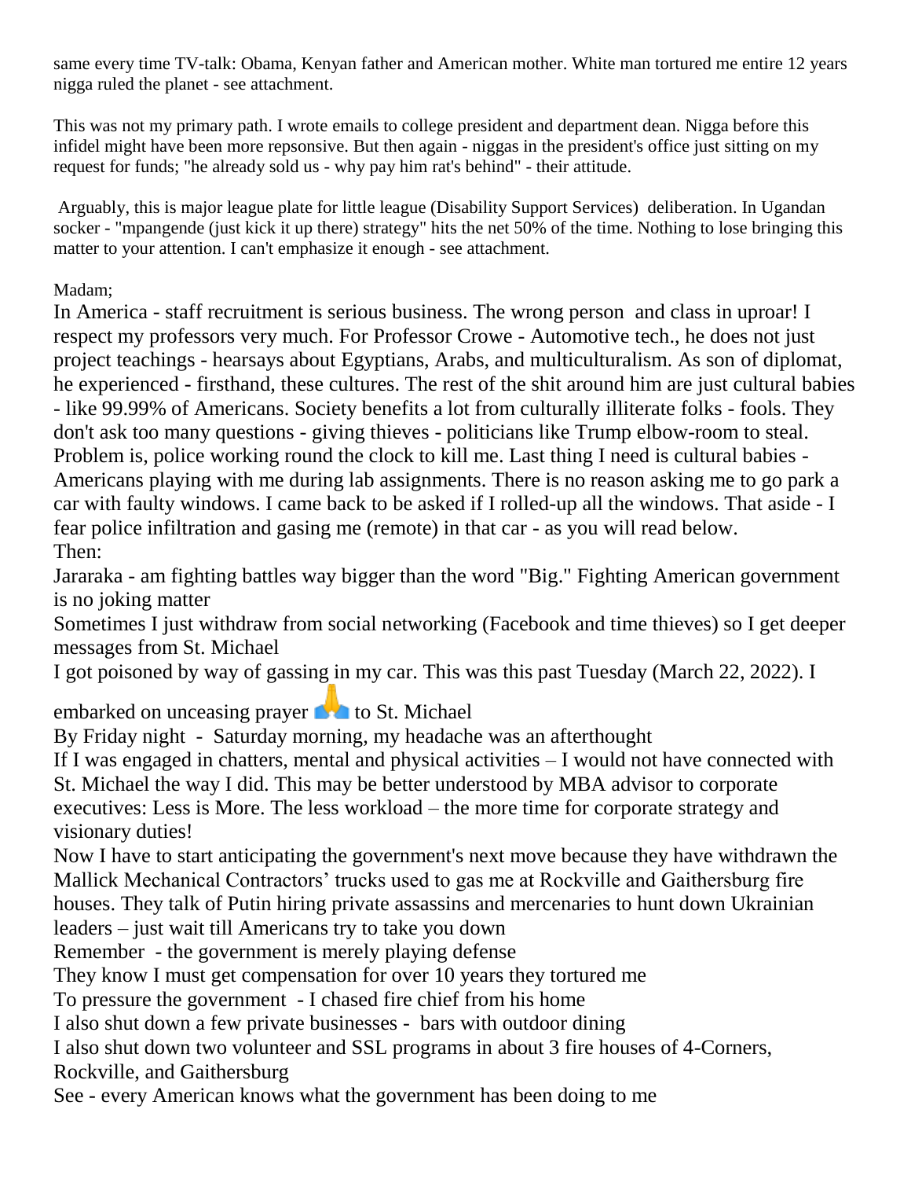same every time TV-talk: Obama, Kenyan father and American mother. White man tortured me entire 12 years nigga ruled the planet - see attachment.

This was not my primary path. I wrote emails to college president and department dean. Nigga before this infidel might have been more repsonsive. But then again - niggas in the president's office just sitting on my request for funds; "he already sold us - why pay him rat's behind" - their attitude.

Arguably, this is major league plate for little league (Disability Support Services) deliberation. In Ugandan socker - "mpangende (just kick it up there) strategy" hits the net 50% of the time. Nothing to lose bringing this matter to your attention. I can't emphasize it enough - see attachment.

Madam;

In America - staff recruitment is serious business. The wrong person and class in uproar! I respect my professors very much. For Professor Crowe - Automotive tech., he does not just project teachings - hearsays about Egyptians, Arabs, and multiculturalism. As son of diplomat, he experienced - firsthand, these cultures. The rest of the shit around him are just cultural babies - like 99.99% of Americans. Society benefits a lot from culturally illiterate folks - fools. They don't ask too many questions - giving thieves - politicians like Trump elbow-room to steal. Problem is, police working round the clock to kill me. Last thing I need is cultural babies - Americans playing with me during lab assignments. There is no reason asking me to go park a car with faulty windows. I came back to be asked if I rolled-up all the windows. That aside - I fear police infiltration and gasing me (remote) in that car - as you will read below.

Then:

Jararaka - am fighting battles way bigger than the word "Big." Fighting American government is no joking matter

Sometimes I just withdraw from social networking (Facebook and time thieves) so I get deeper messages from St. Michael

I got poisoned by way of gassing in my car. This was this past Tuesday (March 22, 2022). I embarked on unceasing prayer 🙏 to St. Michael

By Friday night - Saturday morning, my headache was an afterthought

If I was engaged in chatters, mental and physical activities – I would not have connected with St. Michael the way I did. This may be better understood by MBA advisor to corporate executives: Less is More. The less workload – the more time for corporate strategy and visionary duties!

Now I have to start anticipating the government's next move because they have withdrawn the Mallick Mechanical Contractors' trucks used to gas me at Rockville and Gaithersburg fire houses. They talk of Putin hiring private assassins and mercenaries to hunt down Ukrainian leaders – just wait till Americans try to take you down

Remember - the government is merely playing defense

They know I must get compensation for over 10 years they tortured me

To pressure the government - I chased fire chief from his home

I also shut down a few private businesses - bars with outdoor dining

I also shut down two volunteer and SSL programs in about 3 fire houses of 4-Corners, Rockville, and Gaithersburg

See - every American knows what the government has been doing to me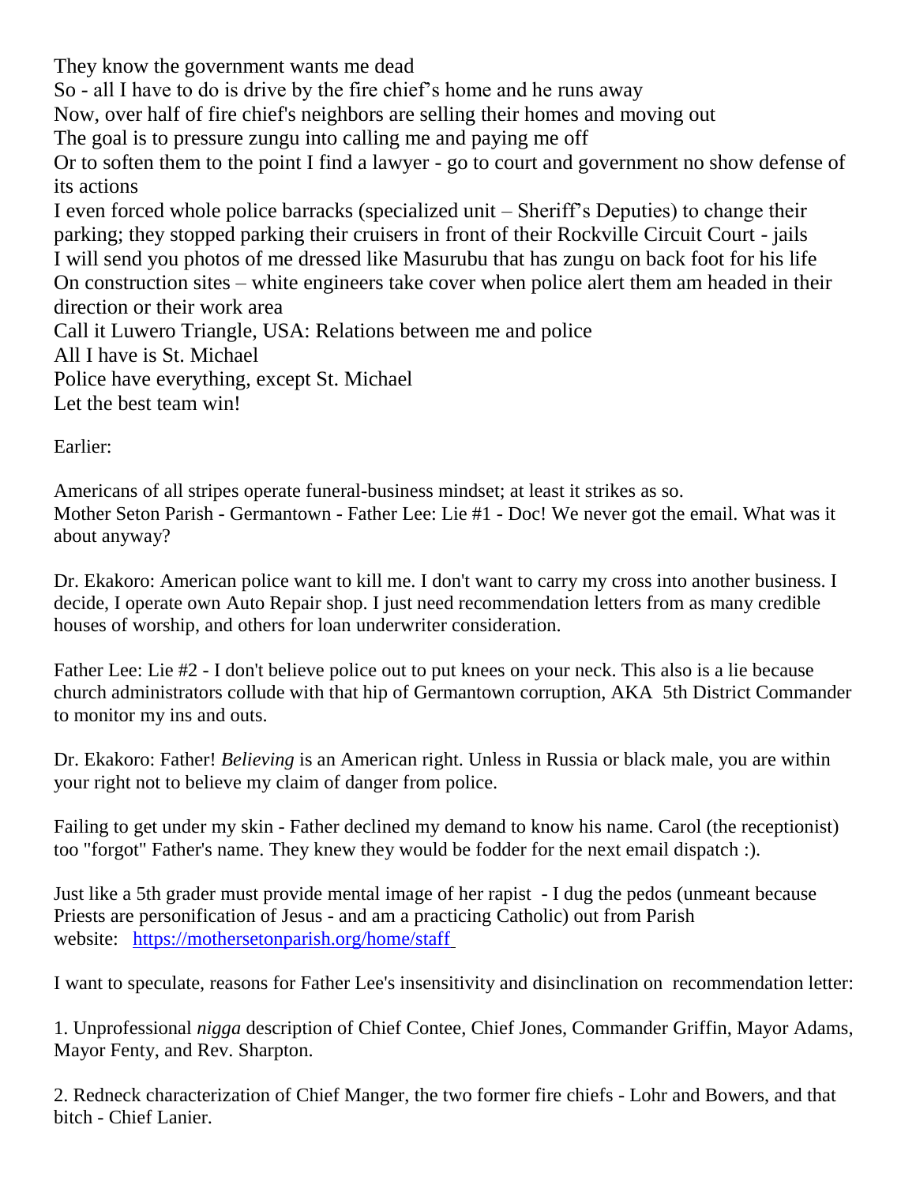They know the government wants me dead
So - all I have to do is drive by the fire chief's home and he runs away
Now, over half of fire chief's neighbors are selling their homes and moving out
The goal is to pressure zungu into calling me and paying me off
Or to soften them to the point I find a lawyer - go to court and government no show defense of its actions
I even forced whole police barracks (specialized unit – Sheriff's Deputies) to change their parking; they stopped parking their cruisers in front of their Rockville Circuit Court - jails
I will send you photos of me dressed like Masurubu that has zungu on back foot for his life
On construction sites – white engineers take cover when police alert them am headed in their direction or their work area
Call it Luwero Triangle, USA: Relations between me and police
All I have is St. Michael
Police have everything, except St. Michael
Let the best team win!

Earlier:

Americans of all stripes operate funeral-business mindset; at least it strikes as so.
Mother Seton Parish - Germantown - Father Lee: Lie #1 - Doc! We never got the email. What was it about anyway?

Dr. Ekakoro: American police want to kill me. I don't want to carry my cross into another business. I decide, I operate own Auto Repair shop. I just need recommendation letters from as many credible houses of worship, and others for loan underwriter consideration.

Father Lee: Lie #2 - I don't believe police out to put knees on your neck. This also is a lie because church administrators collude with that hip of Germantown corruption, AKA 5th District Commander to monitor my ins and outs.

Dr. Ekakoro: Father! *Believing* is an American right. Unless in Russia or black male, you are within your right not to believe my claim of danger from police.

Failing to get under my skin - Father declined my demand to know his name. Carol (the receptionist) too "forgot" Father's name. They knew they would be fodder for the next email dispatch :).

Just like a 5th grader must provide mental image of her rapist - I dug the pedos (unmeant because Priests are personification of Jesus - and am a practicing Catholic) out from Parish website: [https://mothersetonparish.org/home/staff](https://mothersetonparish.org/home/staff)

I want to speculate, reasons for Father Lee's insensitivity and disinclination on recommendation letter:

1. Unprofessional *nigga* description of Chief Contee, Chief Jones, Commander Griffin, Mayor Adams, Mayor Fenty, and Rev. Sharpton.

2. Redneck characterization of Chief Manger, the two former fire chiefs - Lohr and Bowers, and that bitch - Chief Lanier.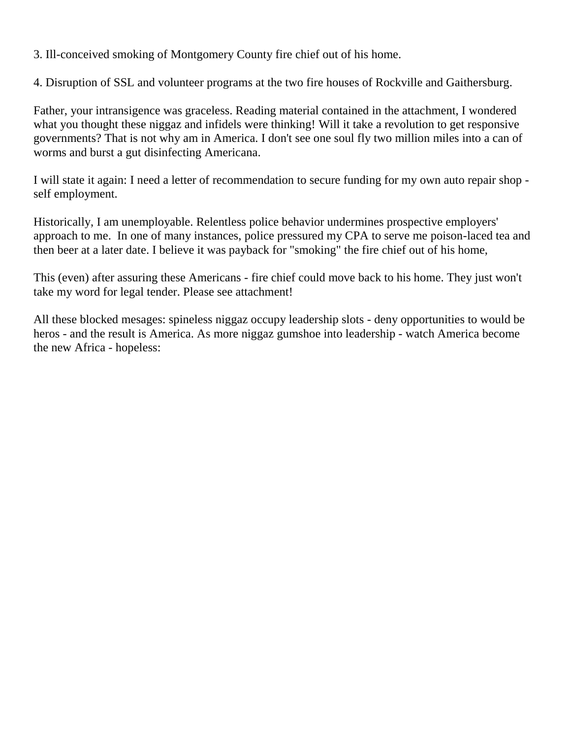3. Ill-conceived smoking of Montgomery County fire chief out of his home.

4. Disruption of SSL and volunteer programs at the two fire houses of Rockville and Gaithersburg.

Father, your intransigence was graceless. Reading material contained in the attachment, I wondered what you thought these niggaz and infidels were thinking! Will it take a revolution to get responsive governments? That is not why am in America. I don't see one soul fly two million miles into a can of worms and burst a gut disinfecting Americana.

I will state it again: I need a letter of recommendation to secure funding for my own auto repair shop - self employment.

Historically, I am unemployable. Relentless police behavior undermines prospective employers' approach to me. In one of many instances, police pressured my CPA to serve me poison-laced tea and then beer at a later date. I believe it was payback for "smoking" the fire chief out of his home,

This (even) after assuring these Americans - fire chief could move back to his home. They just won't take my word for legal tender. Please see attachment!

All these blocked mesages: spineless niggaz occupy leadership slots - deny opportunities to would be heros - and the result is America. As more niggaz gumshoe into leadership - watch America become the new Africa - hopeless: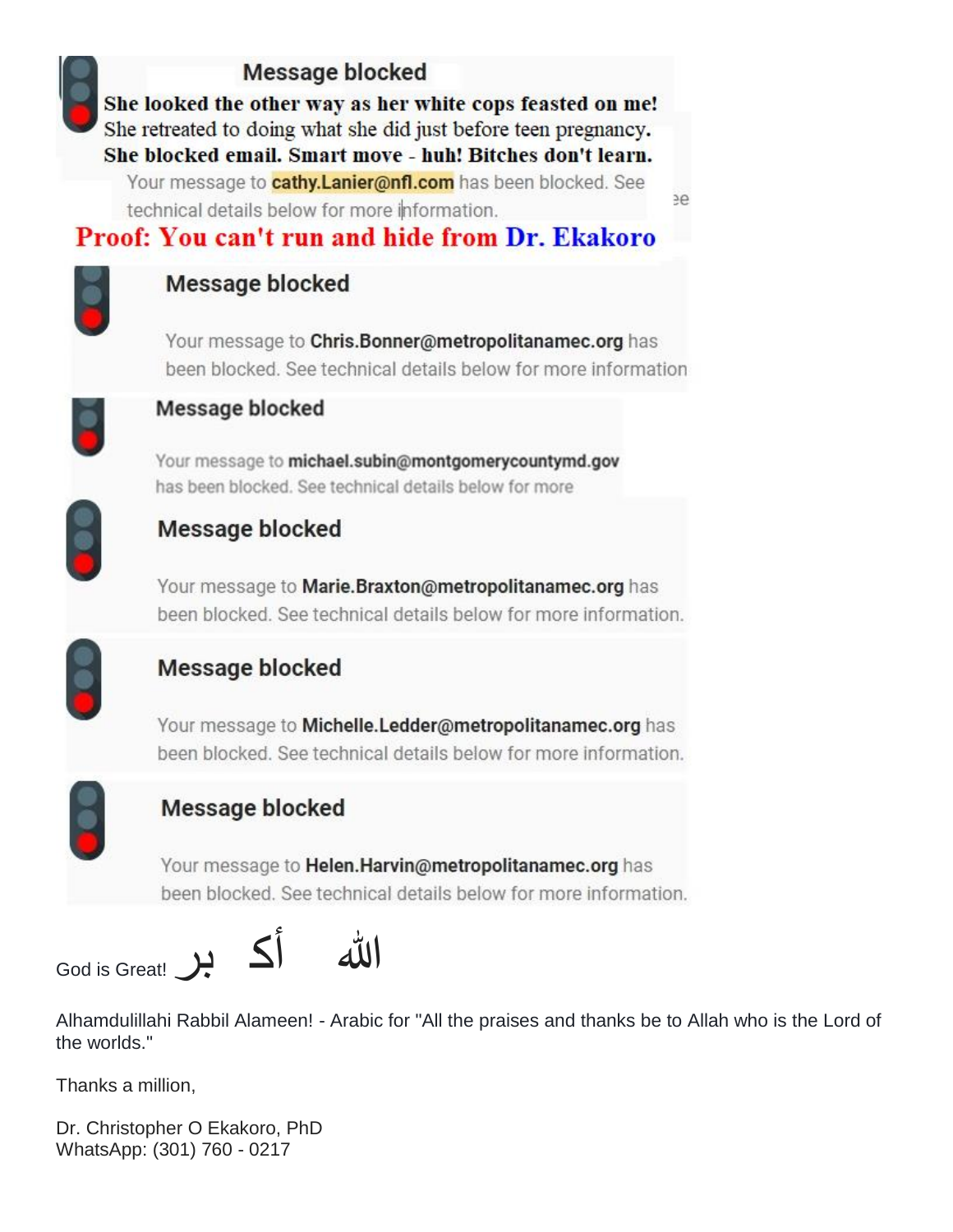**Message blocked**

**She looked the other way as her white cops feasted on me!**
She retreated to doing what she did just before teen pregnancy.
**She blocked email. Smart move - huh! Bitches don't learn.**

Your message to **cathy.Lanier@nfl.com** has been blocked. See technical details below for more information.

**Proof: You can't run and hide from Dr. Ekakoro**

**Message blocked**

Your message to **Chris.Bonner@metropolitanamec.org** has been blocked. See technical details below for more information

**Message blocked**

Your message to **michael.subin@montgomerycountymd.gov** has been blocked. See technical details below for more

**Message blocked**

Your message to **Marie.Braxton@metropolitanamec.org** has been blocked. See technical details below for more information.

**Message blocked**

Your message to **Michelle.Ledder@metropolitanamec.org** has been blocked. See technical details below for more information.

**Message blocked**

Your message to **Helen.Harvin@metropolitanamec.org** has been blocked. See technical details below for more information.

God is Great! الله أكبر

Alhamdulillahi Rabbil Alameen! - Arabic for "All the praises and thanks be to Allah who is the Lord of the worlds."

Thanks a million,

Dr. Christopher O Ekakoro, PhD
WhatsApp: (301) 760 - 0217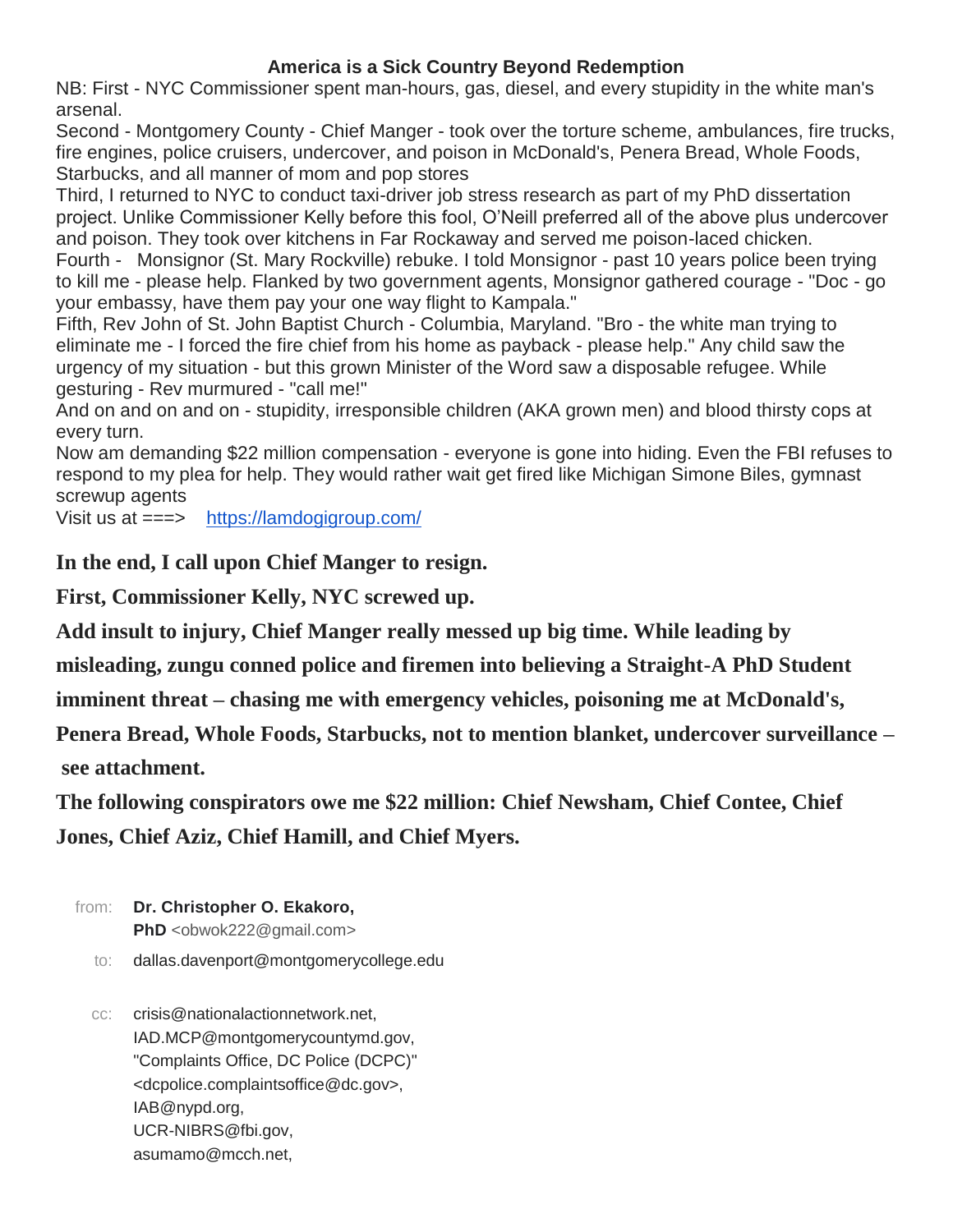**America is a Sick Country Beyond Redemption**

NB: First - NYC Commissioner spent man-hours, gas, diesel, and every stupidity in the white man's arsenal.

Second - Montgomery County - Chief Manger - took over the torture scheme, ambulances, fire trucks, fire engines, police cruisers, undercover, and poison in McDonald's, Penera Bread, Whole Foods, Starbucks, and all manner of mom and pop stores

Third, I returned to NYC to conduct taxi-driver job stress research as part of my PhD dissertation project. Unlike Commissioner Kelly before this fool, O'Neill preferred all of the above plus undercover and poison. They took over kitchens in Far Rockaway and served me poison-laced chicken.

Fourth - Monsignor (St. Mary Rockville) rebuke. I told Monsignor - past 10 years police been trying to kill me - please help. Flanked by two government agents, Monsignor gathered courage - "Doc - go your embassy, have them pay your one way flight to Kampala."

Fifth, Rev John of St. John Baptist Church - Columbia, Maryland. "Bro - the white man trying to eliminate me - I forced the fire chief from his home as payback - please help." Any child saw the urgency of my situation - but this grown Minister of the Word saw a disposable refugee. While gesturing - Rev murmured - "call me!"

And on and on and on - stupidity, irresponsible children (AKA grown men) and blood thirsty cops at every turn.

Now am demanding $22 million compensation - everyone is gone into hiding. Even the FBI refuses to respond to my plea for help. They would rather wait get fired like Michigan Simone Biles, gymnast screwup agents

Visit us at ===> [https://lamdogigroup.com/](https://lamdogigroup.com/)

**In the end, I call upon Chief Manger to resign.**

**First, Commissioner Kelly, NYC screwed up.**

**Add insult to injury, Chief Manger really messed up big time. While leading by misleading, zungu conned police and firemen into believing a Straight-A PhD Student imminent threat – chasing me with emergency vehicles, poisoning me at McDonald's, Penera Bread, Whole Foods, Starbucks, not to mention blanket, undercover surveillance – see attachment.**

**The following conspirators owe me $22 million: Chief Newsham, Chief Contee, Chief Jones, Chief Aziz, Chief Hamill, and Chief Myers.**

from: **Dr. Christopher O. Ekakoro, PhD** <obwok222@gmail.com>

to: dallas.davenport@montgomerycollege.edu

cc: crisis@nationalactionnetwork.net, IAD.MCP@montgomerycountymd.gov, "Complaints Office, DC Police (DCPC)" <dcpolice.complaintsoffice@dc.gov>, IAB@nypd.org, UCR-NIBRS@fbi.gov, asumamo@mcch.net,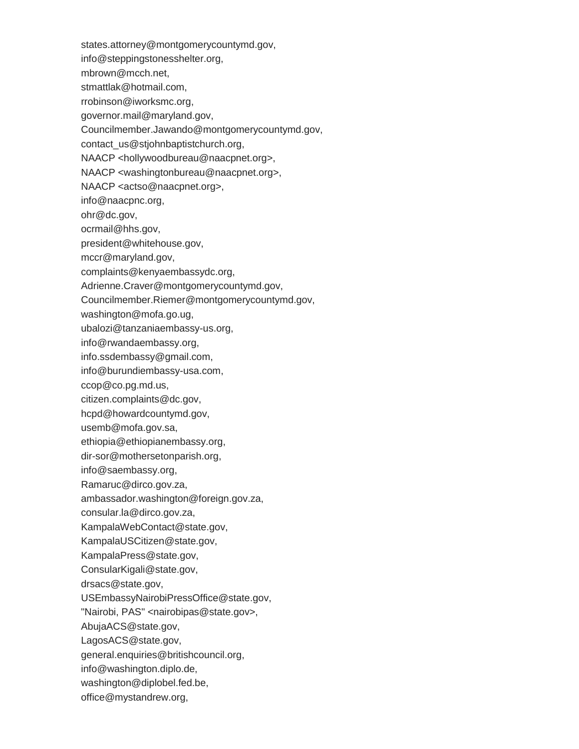states.attorney@montgomerycountymd.gov,
info@steppingstonesshelter.org,
mbrown@mcch.net,
stmattlak@hotmail.com,
rrobinson@iworksmc.org,
governor.mail@maryland.gov,
Councilmember.Jawando@montgomerycountymd.gov,
contact_us@stjohnbaptistchurch.org,
NAACP <hollywoodbureau@naacpnet.org>,
NAACP <washingtonbureau@naacpnet.org>,
NAACP <actso@naacpnet.org>,
info@naacpnc.org,
ohr@dc.gov,
ocrmail@hhs.gov,
president@whitehouse.gov,
mccr@maryland.gov,
complaints@kenyaembassydc.org,
Adrienne.Craver@montgomerycountymd.gov,
Councilmember.Riemer@montgomerycountymd.gov,
washington@mofa.go.ug,
ubalozi@tanzaniaembassy-us.org,
info@rwandaembassy.org,
info.ssdembassy@gmail.com,
info@burundiembassy-usa.com,
ccop@co.pg.md.us,
citizen.complaints@dc.gov,
hcpd@howardcountymd.gov,
usemb@mofa.gov.sa,
ethiopia@ethiopianembassy.org,
dir-sor@mothersetonparish.org,
info@saembassy.org,
Ramaruc@dirco.gov.za,
ambassador.washington@foreign.gov.za,
consular.la@dirco.gov.za,
KampalaWebContact@state.gov,
KampalaUSCitizen@state.gov,
KampalaPress@state.gov,
ConsularKigali@state.gov,
drsacs@state.gov,
USEmbassyNairobiPressOffice@state.gov,
"Nairobi, PAS" <nairobipas@state.gov>,
AbujaACS@state.gov,
LagosACS@state.gov,
general.enquiries@britishcouncil.org,
info@washington.diplo.de,
washington@diplobel.fed.be,
office@mystandrew.org,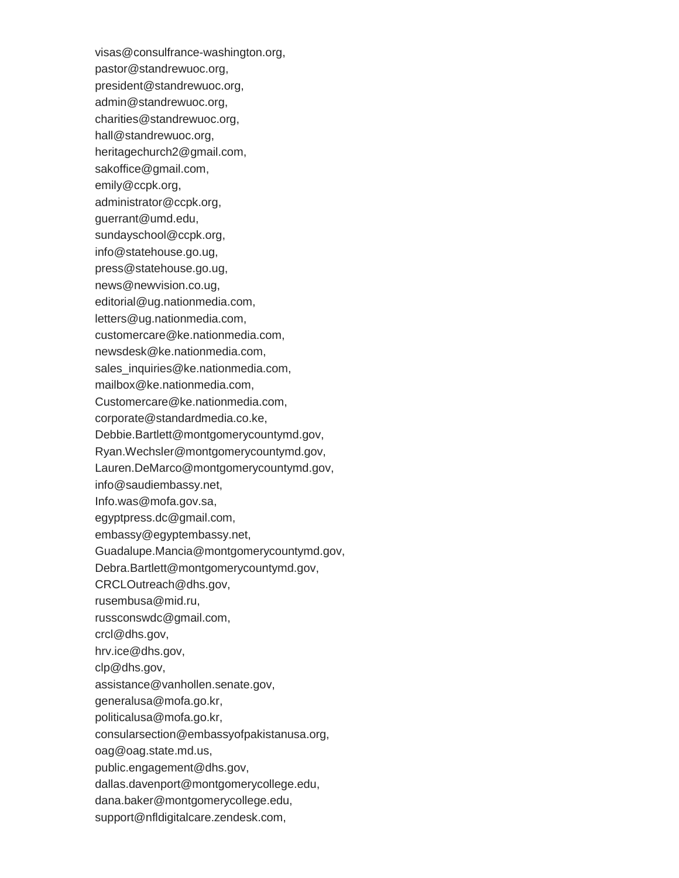visas@consulfrance-washington.org,
pastor@standrewuoc.org,
president@standrewuoc.org,
admin@standrewuoc.org,
charities@standrewuoc.org,
hall@standrewuoc.org,
heritagechurch2@gmail.com,
sakoffice@gmail.com,
emily@ccpk.org,
administrator@ccpk.org,
guerrant@umd.edu,
sundayschool@ccpk.org,
info@statehouse.go.ug,
press@statehouse.go.ug,
news@newvision.co.ug,
editorial@ug.nationmedia.com,
letters@ug.nationmedia.com,
customercare@ke.nationmedia.com,
newsdesk@ke.nationmedia.com,
sales_inquiries@ke.nationmedia.com,
mailbox@ke.nationmedia.com,
Customercare@ke.nationmedia.com,
corporate@standardmedia.co.ke,
Debbie.Bartlett@montgomerycountymd.gov,
Ryan.Wechsler@montgomerycountymd.gov,
Lauren.DeMarco@montgomerycountymd.gov,
info@saudiembassy.net,
Info.was@mofa.gov.sa,
egyptpress.dc@gmail.com,
embassy@egyptembassy.net,
Guadalupe.Mancia@montgomerycountymd.gov,
Debra.Bartlett@montgomerycountymd.gov,
CRCLOutreach@dhs.gov,
rusembusa@mid.ru,
russconswdc@gmail.com,
crcl@dhs.gov,
hrv.ice@dhs.gov,
clp@dhs.gov,
assistance@vanhollen.senate.gov,
generalusa@mofa.go.kr,
politicalusa@mofa.go.kr,
consularsection@embassyofpakistanusa.org,
oag@oag.state.md.us,
public.engagement@dhs.gov,
dallas.davenport@montgomerycollege.edu,
dana.baker@montgomerycollege.edu,
support@nfldigitalcare.zendesk.com,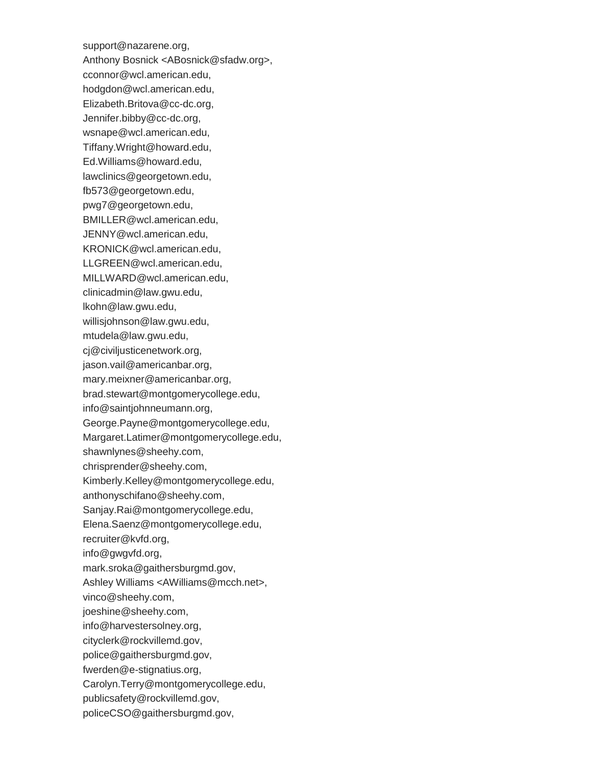support@nazarene.org,
Anthony Bosnick <ABosnick@sfadw.org>,
cconnor@wcl.american.edu,
hodgdon@wcl.american.edu,
Elizabeth.Britova@cc-dc.org,
Jennifer.bibby@cc-dc.org,
wsnape@wcl.american.edu,
Tiffany.Wright@howard.edu,
Ed.Williams@howard.edu,
lawclinics@georgetown.edu,
fb573@georgetown.edu,
pwg7@georgetown.edu,
BMILLER@wcl.american.edu,
JENNY@wcl.american.edu,
KRONICK@wcl.american.edu,
LLGREEN@wcl.american.edu,
MILLWARD@wcl.american.edu,
clinicadmin@law.gwu.edu,
lkohn@law.gwu.edu,
willisjohnson@law.gwu.edu,
mtudela@law.gwu.edu,
cj@civiljusticenetwork.org,
jason.vail@americanbar.org,
mary.meixner@americanbar.org,
brad.stewart@montgomerycollege.edu,
info@saintjohnneumann.org,
George.Payne@montgomerycollege.edu,
Margaret.Latimer@montgomerycollege.edu,
shawnlynes@sheehy.com,
chrisprender@sheehy.com,
Kimberly.Kelley@montgomerycollege.edu,
anthonyschifano@sheehy.com,
Sanjay.Rai@montgomerycollege.edu,
Elena.Saenz@montgomerycollege.edu,
recruiter@kvfd.org,
info@gwgvfd.org,
mark.sroka@gaithersburgmd.gov,
Ashley Williams <AWilliams@mcch.net>,
vinco@sheehy.com,
joeshine@sheehy.com,
info@harvestersolney.org,
cityclerk@rockvillemd.gov,
police@gaithersburgmd.gov,
fwerden@e-stignatius.org,
Carolyn.Terry@montgomerycollege.edu,
publicsafety@rockvillemd.gov,
policeCSO@gaithersburgmd.gov,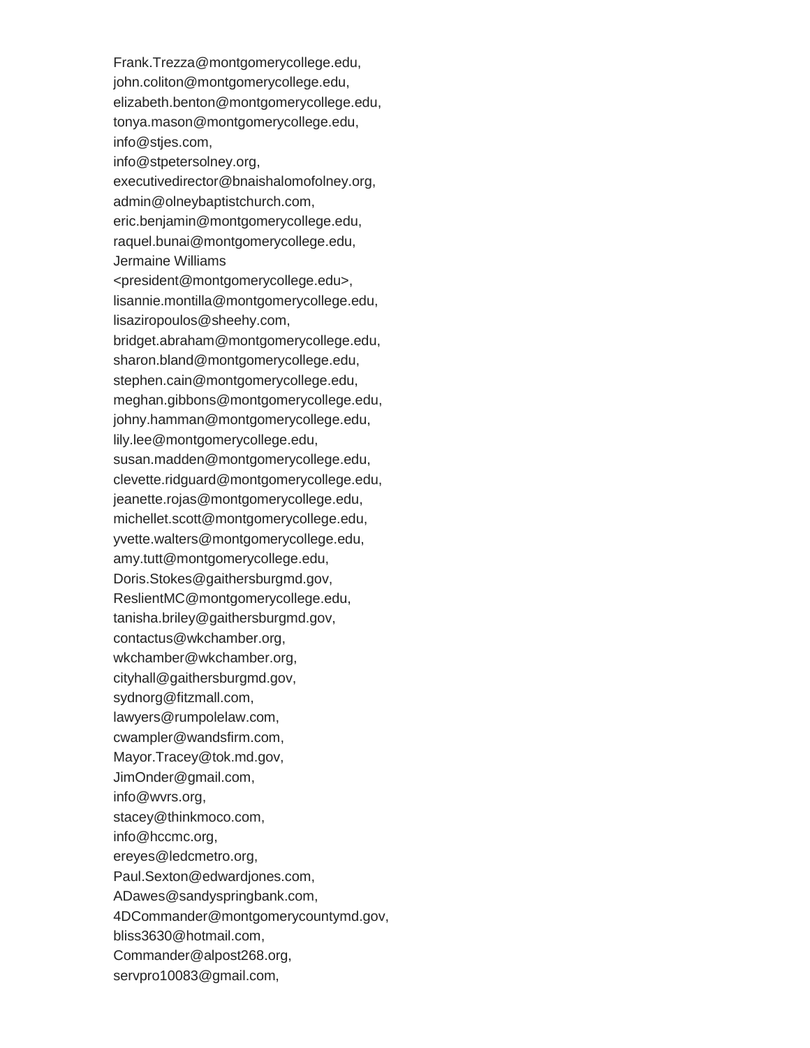Frank.Trezza@montgomerycollege.edu,
john.coliton@montgomerycollege.edu,
elizabeth.benton@montgomerycollege.edu,
tonya.mason@montgomerycollege.edu,
info@stjes.com,
info@stpetersolney.org,
executivedirector@bnaishalomofolney.org,
admin@olneybaptistchurch.com,
eric.benjamin@montgomerycollege.edu,
raquel.bunai@montgomerycollege.edu,
Jermaine Williams
<president@montgomerycollege.edu>,
lisannie.montilla@montgomerycollege.edu,
lisaziropoulos@sheehy.com,
bridget.abraham@montgomerycollege.edu,
sharon.bland@montgomerycollege.edu,
stephen.cain@montgomerycollege.edu,
meghan.gibbons@montgomerycollege.edu,
johny.hamman@montgomerycollege.edu,
lily.lee@montgomerycollege.edu,
susan.madden@montgomerycollege.edu,
clevette.ridguard@montgomerycollege.edu,
jeanette.rojas@montgomerycollege.edu,
michellet.scott@montgomerycollege.edu,
yvette.walters@montgomerycollege.edu,
amy.tutt@montgomerycollege.edu,
Doris.Stokes@gaithersburgmd.gov,
ReslientMC@montgomerycollege.edu,
tanisha.briley@gaithersburgmd.gov,
contactus@wkchamber.org,
wkchamber@wkchamber.org,
cityhall@gaithersburgmd.gov,
sydnorg@fitzmall.com,
lawyers@rumpolelaw.com,
cwampler@wandsfirm.com,
Mayor.Tracey@tok.md.gov,
JimOnder@gmail.com,
info@wvrs.org,
stacey@thinkmoco.com,
info@hccmc.org,
ereyes@ledcmetro.org,
Paul.Sexton@edwardjones.com,
ADawes@sandyspringbank.com,
4DCommander@montgomerycountymd.gov,
bliss3630@hotmail.com,
Commander@alpost268.org,
servpro10083@gmail.com,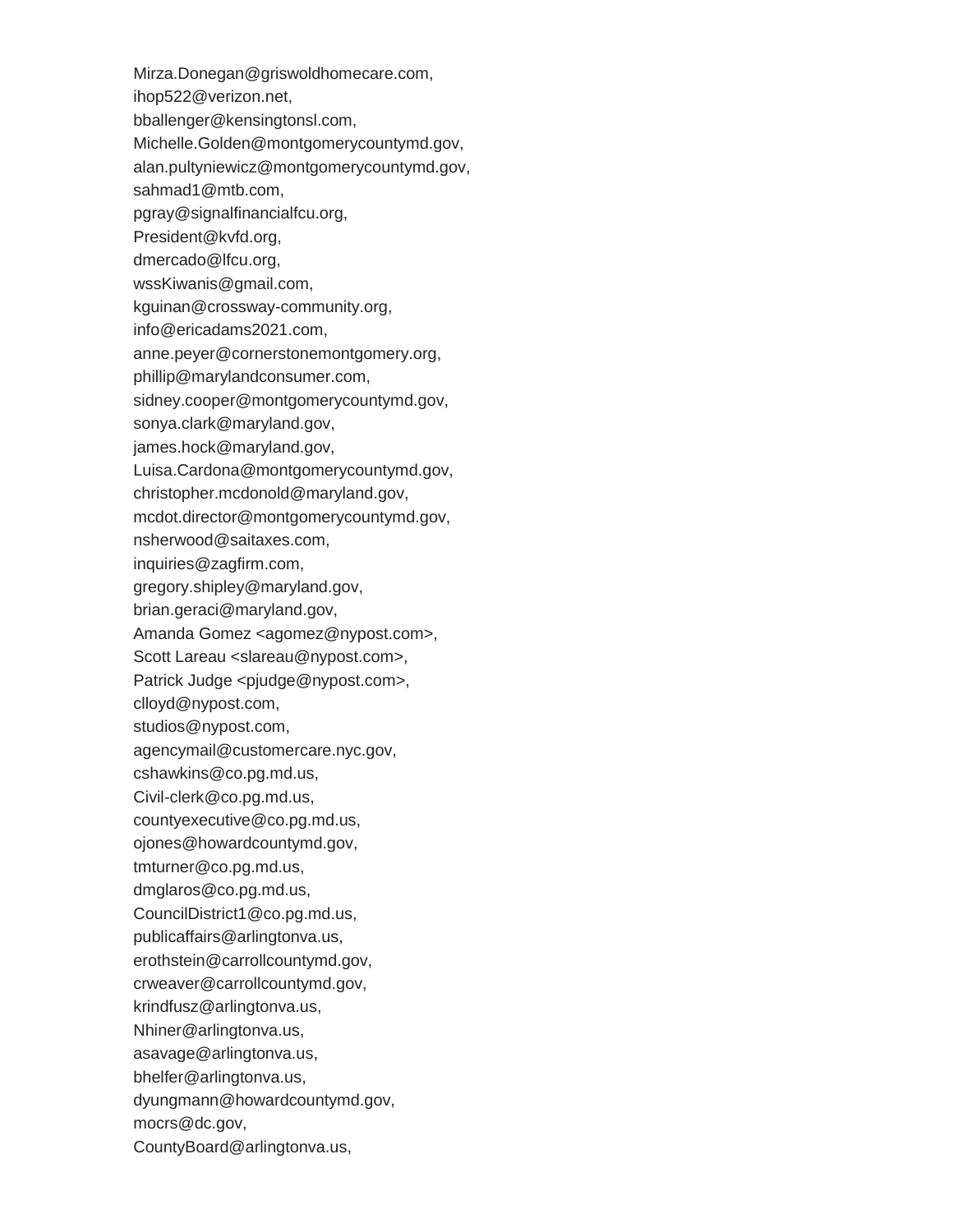Mirza.Donegan@griswoldhomecare.com,
ihop522@verizon.net,
bballenger@kensingtonsl.com,
Michelle.Golden@montgomerycountymd.gov,
alan.pultyniewicz@montgomerycountymd.gov,
sahmad1@mtb.com,
pgray@signalfinancialfcu.org,
President@kvfd.org,
dmercado@lfcu.org,
wssKiwanis@gmail.com,
kguinan@crossway-community.org,
info@ericadams2021.com,
anne.peyer@cornerstonemontgomery.org,
phillip@marylandconsumer.com,
sidney.cooper@montgomerycountymd.gov,
sonya.clark@maryland.gov,
james.hock@maryland.gov,
Luisa.Cardona@montgomerycountymd.gov,
christopher.mcdonold@maryland.gov,
mcdot.director@montgomerycountymd.gov,
nsherwood@saitaxes.com,
inquiries@zagfirm.com,
gregory.shipley@maryland.gov,
brian.geraci@maryland.gov,
Amanda Gomez <agomez@nypost.com>,
Scott Lareau <slareau@nypost.com>,
Patrick Judge <pjudge@nypost.com>,
clloyd@nypost.com,
studios@nypost.com,
agencymail@customercare.nyc.gov,
cshawkins@co.pg.md.us,
Civil-clerk@co.pg.md.us,
countyexecutive@co.pg.md.us,
ojones@howardcountymd.gov,
tmturner@co.pg.md.us,
dmglaros@co.pg.md.us,
CouncilDistrict1@co.pg.md.us,
publicaffairs@arlingtonva.us,
erothstein@carrollcountymd.gov,
crweaver@carrollcountymd.gov,
krindfusz@arlingtonva.us,
Nhiner@arlingtonva.us,
asavage@arlingtonva.us,
bhelfer@arlingtonva.us,
dyungmann@howardcountymd.gov,
mocrs@dc.gov,
CountyBoard@arlingtonva.us,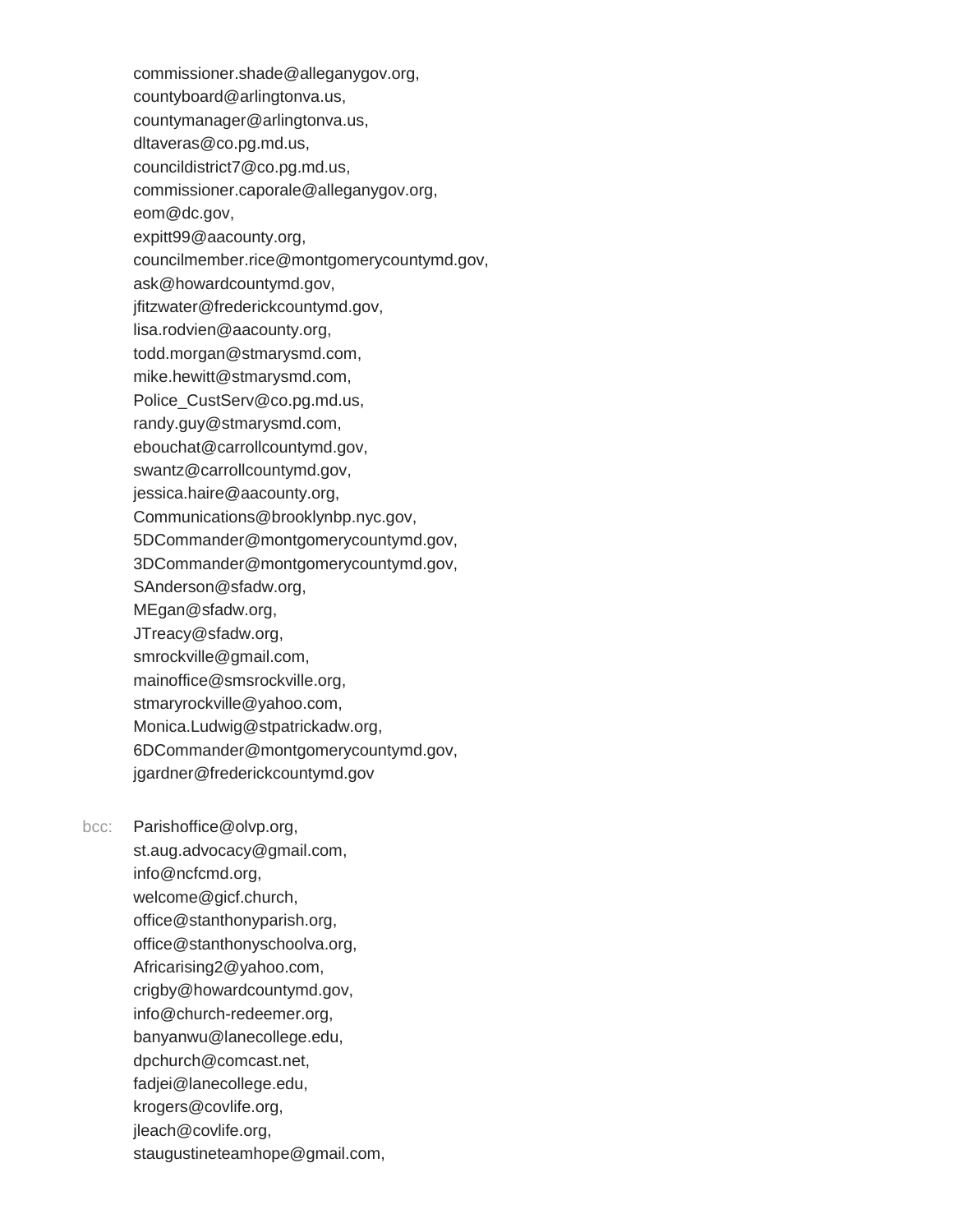commissioner.shade@alleganygov.org,
countyboard@arlingtonva.us,
countymanager@arlingtonva.us,
dltaveras@co.pg.md.us,
councildistrict7@co.pg.md.us,
commissioner.caporale@alleganygov.org,
eom@dc.gov,
expitt99@aacounty.org,
councilmember.rice@montgomerycountymd.gov,
ask@howardcountymd.gov,
jfitzwater@frederickcountymd.gov,
lisa.rodvien@aacounty.org,
todd.morgan@stmarysmd.com,
mike.hewitt@stmarysmd.com,
Police_CustServ@co.pg.md.us,
randy.guy@stmarysmd.com,
ebouchat@carrollcountymd.gov,
swantz@carrollcountymd.gov,
jessica.haire@aacounty.org,
Communications@brooklynbp.nyc.gov,
5DCommander@montgomerycountymd.gov,
3DCommander@montgomerycountymd.gov,
SAnderson@sfadw.org,
MEgan@sfadw.org,
JTreacy@sfadw.org,
smrockville@gmail.com,
mainoffice@smsrockville.org,
stmaryrockville@yahoo.com,
Monica.Ludwig@stpatrickadw.org,
6DCommander@montgomerycountymd.gov,
jgardner@frederickcountymd.gov

bcc: Parishoffice@olvp.org,
st.aug.advocacy@gmail.com,
info@ncfcmd.org,
welcome@gicf.church,
office@stanthonyparish.org,
office@stanthonyschoolva.org,
Africarising2@yahoo.com,
crigby@howardcountymd.gov,
info@church-redeemer.org,
banyanwu@lanecollege.edu,
dpchurch@comcast.net,
fadjei@lanecollege.edu,
krogers@covlife.org,
jleach@covlife.org,
staugustineteamhope@gmail.com,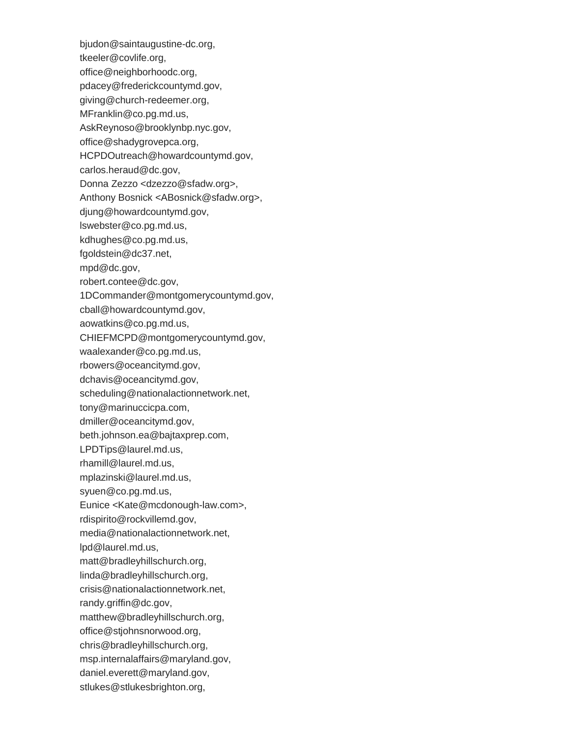bjudon@saintaugustine-dc.org,
tkeeler@covlife.org,
office@neighborhoodc.org,
pdacey@frederickcountymd.gov,
giving@church-redeemer.org,
MFranklin@co.pg.md.us,
AskReynoso@brooklynbp.nyc.gov,
office@shadygrovepca.org,
HCPDOutreach@howardcountymd.gov,
carlos.heraud@dc.gov,
Donna Zezzo <dzezzo@sfadw.org>,
Anthony Bosnick <ABosnick@sfadw.org>,
djung@howardcountymd.gov,
lswebster@co.pg.md.us,
kdhughes@co.pg.md.us,
fgoldstein@dc37.net,
mpd@dc.gov,
robert.contee@dc.gov,
1DCommander@montgomerycountymd.gov,
cball@howardcountymd.gov,
aowatkins@co.pg.md.us,
CHIEFMCPD@montgomerycountymd.gov,
waalexander@co.pg.md.us,
rbowers@oceancitymd.gov,
dchavis@oceancitymd.gov,
scheduling@nationalactionnetwork.net,
tony@marinuccicpa.com,
dmiller@oceancitymd.gov,
beth.johnson.ea@bajtaxprep.com,
LPDTips@laurel.md.us,
rhamill@laurel.md.us,
mplazinski@laurel.md.us,
syuen@co.pg.md.us,
Eunice <Kate@mcdonough-law.com>,
rdispirito@rockvillemd.gov,
media@nationalactionnetwork.net,
lpd@laurel.md.us,
matt@bradleyhillschurch.org,
linda@bradleyhillschurch.org,
crisis@nationalactionnetwork.net,
randy.griffin@dc.gov,
matthew@bradleyhillschurch.org,
office@stjohnsnorwood.org,
chris@bradleyhillschurch.org,
msp.internalaffairs@maryland.gov,
daniel.everett@maryland.gov,
stlukes@stlukesbrighton.org,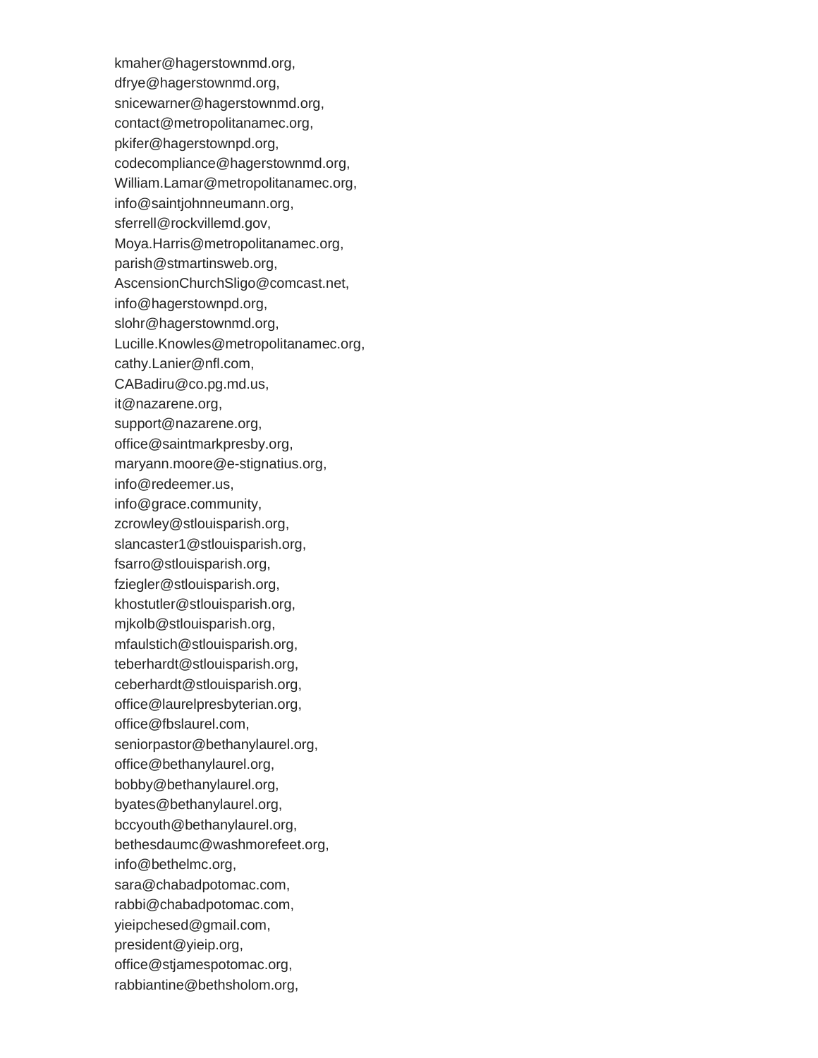kmaher@hagerstownmd.org,
dfrye@hagerstownmd.org,
snicewarner@hagerstownmd.org,
contact@metropolitanamec.org,
pkifer@hagerstownpd.org,
codecompliance@hagerstownmd.org,
William.Lamar@metropolitanamec.org,
info@saintjohnneumann.org,
sferrell@rockvillemd.gov,
Moya.Harris@metropolitanamec.org,
parish@stmartinsweb.org,
AscensionChurchSligo@comcast.net,
info@hagerstownpd.org,
slohr@hagerstownmd.org,
Lucille.Knowles@metropolitanamec.org,
cathy.Lanier@nfl.com,
CABadiru@co.pg.md.us,
it@nazarene.org,
support@nazarene.org,
office@saintmarkpresby.org,
maryann.moore@e-stignatius.org,
info@redeemer.us,
info@grace.community,
zcrowley@stlouisparish.org,
slancaster1@stlouisparish.org,
fsarro@stlouisparish.org,
fziegler@stlouisparish.org,
khostutler@stlouisparish.org,
mjkolb@stlouisparish.org,
mfaulstich@stlouisparish.org,
teberhardt@stlouisparish.org,
ceberhardt@stlouisparish.org,
office@laurelpresbyterian.org,
office@fbslaurel.com,
seniorpastor@bethanylaurel.org,
office@bethanylaurel.org,
bobby@bethanylaurel.org,
byates@bethanylaurel.org,
bccyouth@bethanylaurel.org,
bethesdaumc@washmorefeet.org,
info@bethelmc.org,
sara@chabadpotomac.com,
rabbi@chabadpotomac.com,
yieipchesed@gmail.com,
president@yieip.org,
office@stjamespotomac.org,
rabbiantine@bethsholom.org,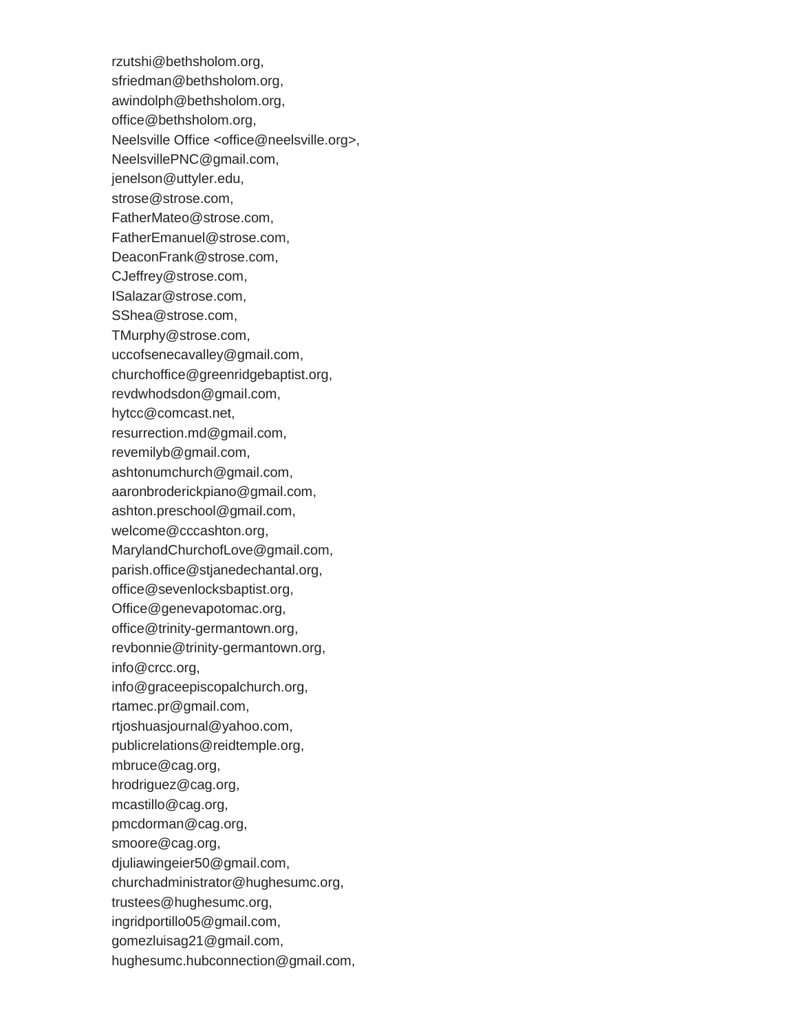rzutshi@bethsholom.org,
sfriedman@bethsholom.org,
awindolph@bethsholom.org,
office@bethsholom.org,
Neelsville Office <office@neelsville.org>,
NeelsvillePNC@gmail.com,
jenelson@uttyler.edu,
strose@strose.com,
FatherMateo@strose.com,
FatherEmanuel@strose.com,
DeaconFrank@strose.com,
CJeffrey@strose.com,
ISalazar@strose.com,
SShea@strose.com,
TMurphy@strose.com,
uccofsenecavalley@gmail.com,
churchoffice@greenridgebaptist.org,
revdwhodsdon@gmail.com,
hytcc@comcast.net,
resurrection.md@gmail.com,
revemilyb@gmail.com,
ashtonumchurch@gmail.com,
aaronbroderickpiano@gmail.com,
ashton.preschool@gmail.com,
welcome@cccashton.org,
MarylandChurchofLove@gmail.com,
parish.office@stjanedechantal.org,
office@sevenlocksbaptist.org,
Office@genevapotomac.org,
office@trinity-germantown.org,
revbonnie@trinity-germantown.org,
info@crcc.org,
info@graceepiscopalchurch.org,
rtamec.pr@gmail.com,
rtjoshuasjournal@yahoo.com,
publicrelations@reidtemple.org,
mbruce@cag.org,
hrodriguez@cag.org,
mcastillo@cag.org,
pmcdorman@cag.org,
smoore@cag.org,
djuliawingeier50@gmail.com,
churchadministrator@hughesumc.org,
trustees@hughesumc.org,
ingridportillo05@gmail.com,
gomezluisag21@gmail.com,
hughesumc.hubconnection@gmail.com,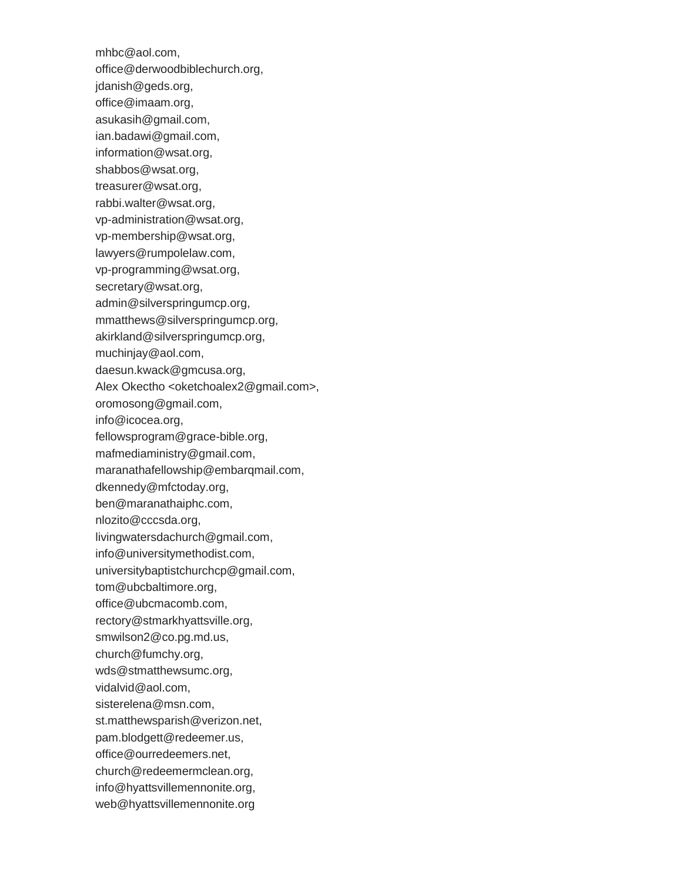mhbc@aol.com,
office@derwoodbiblechurch.org,
jdanish@geds.org,
office@imaam.org,
asukasih@gmail.com,
ian.badawi@gmail.com,
information@wsat.org,
shabbos@wsat.org,
treasurer@wsat.org,
rabbi.walter@wsat.org,
vp-administration@wsat.org,
vp-membership@wsat.org,
lawyers@rumpolelaw.com,
vp-programming@wsat.org,
secretary@wsat.org,
admin@silverspringumcp.org,
mmatthews@silverspringumcp.org,
akirkland@silverspringumcp.org,
muchinjay@aol.com,
daesun.kwack@gmcusa.org,
Alex Okectho <oketchoalex2@gmail.com>,
oromosong@gmail.com,
info@icocea.org,
fellowsprogram@grace-bible.org,
mafmediaministry@gmail.com,
maranathafellowship@embarqmail.com,
dkennedy@mfctoday.org,
ben@maranathaiphc.com,
nlozito@cccsda.org,
livingwatersdachurch@gmail.com,
info@universitymethodist.com,
universitybaptistchurchcp@gmail.com,
tom@ubcbaltimore.org,
office@ubcmacomb.com,
rectory@stmarkhyattsville.org,
smwilson2@co.pg.md.us,
church@fumchy.org,
wds@stmatthewsumc.org,
vidalvid@aol.com,
sisterelena@msn.com,
st.matthewsparish@verizon.net,
pam.blodgett@redeemer.us,
office@ourredeemers.net,
church@redeemermclean.org,
info@hyattsvillemennonite.org,
web@hyattsvillemennonite.org